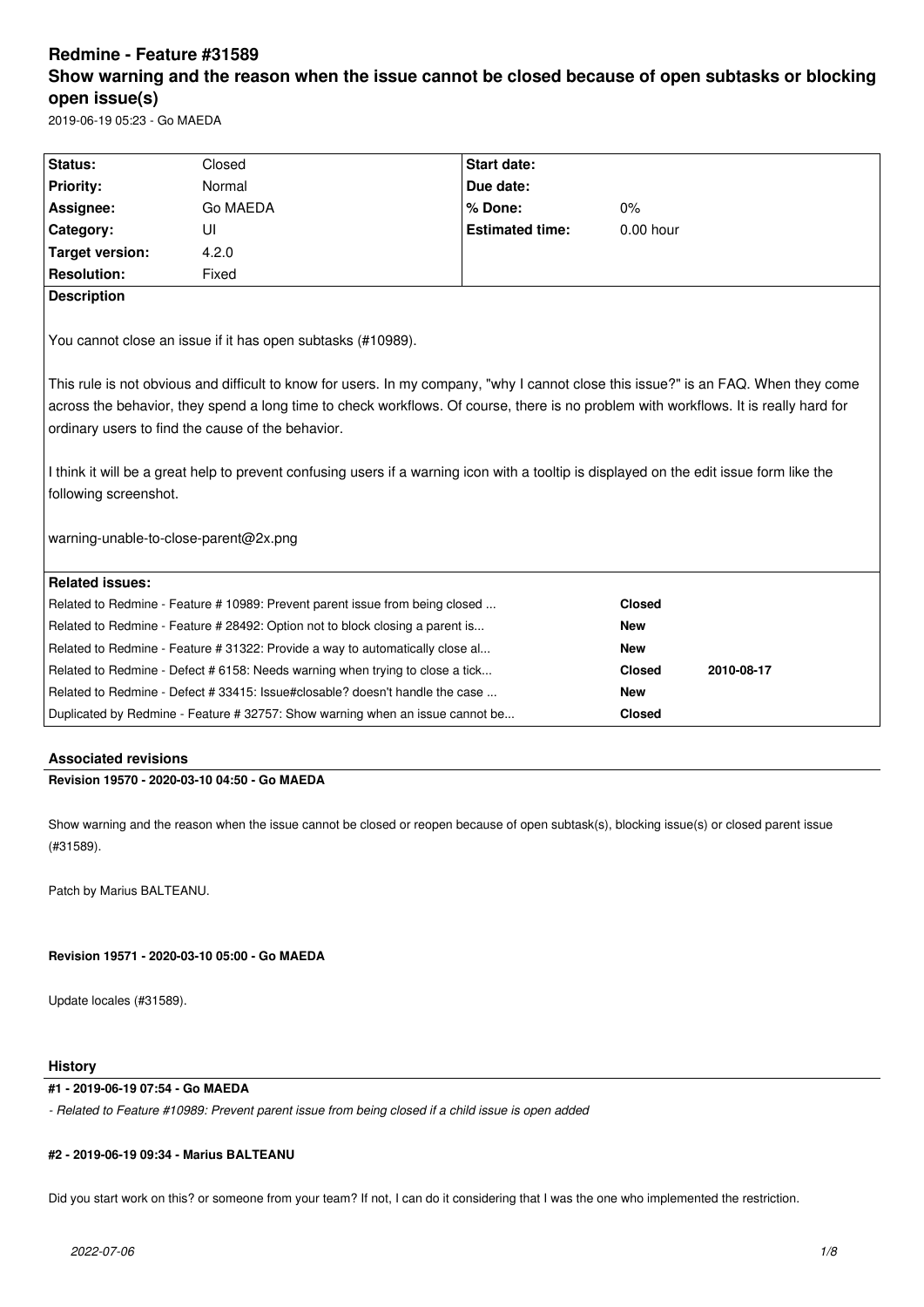# Redmine - Feature #31589

## Show warning and the reason when the issue cannot be closed because of open subtasks or blocking open issue(s)

2019-06-19 05:23 - Go MAEDA

| Status: | Closed | Start date: | |
|---|---|---|---|
| Priority: | Normal | Due date: | |
| Assignee: | Go MAEDA | % Done: | 0% |
| Category: | UI | Estimated time: | 0.00 hour |
| Target version: | 4.2.0 | | |
| Resolution: | Fixed | | |

**Description**

You cannot close an issue if it has open subtasks (#10989).

This rule is not obvious and difficult to know for users. In my company, "why I cannot close this issue?" is an FAQ. When they come across the behavior, they spend a long time to check workflows. Of course, there is no problem with workflows. It is really hard for ordinary users to find the cause of the behavior.

I think it will be a great help to prevent confusing users if a warning icon with a tooltip is displayed on the edit issue form like the following screenshot.

warning-unable-to-close-parent@2x.png

**Related issues:**

| | | |
|---|---|---|
| Related to Redmine - Feature # 10989: Prevent parent issue from being closed ... | Closed | |
| Related to Redmine - Feature # 28492: Option not to block closing a parent is... | New | |
| Related to Redmine - Feature # 31322: Provide a way to automatically close al... | New | |
| Related to Redmine - Defect # 6158: Needs warning when trying to close a tick... | Closed | 2010-08-17 |
| Related to Redmine - Defect # 33415: Issue#closable? doesn't handle the case ... | New | |
| Duplicated by Redmine - Feature # 32757: Show warning when an issue cannot be... | Closed | |

## Associated revisions

### Revision 19570 - 2020-03-10 04:50 - Go MAEDA

Show warning and the reason when the issue cannot be closed or reopen because of open subtask(s), blocking issue(s) or closed parent issue (#31589).

Patch by Marius BALTEANU.

### Revision 19571 - 2020-03-10 05:00 - Go MAEDA

Update locales (#31589).

## History

### #1 - 2019-06-19 07:54 - Go MAEDA

*- Related to Feature #10989: Prevent parent issue from being closed if a child issue is open added*

### #2 - 2019-06-19 09:34 - Marius BALTEANU

Did you start work on this? or someone from your team? If not, I can do it considering that I was the one who implemented the restriction.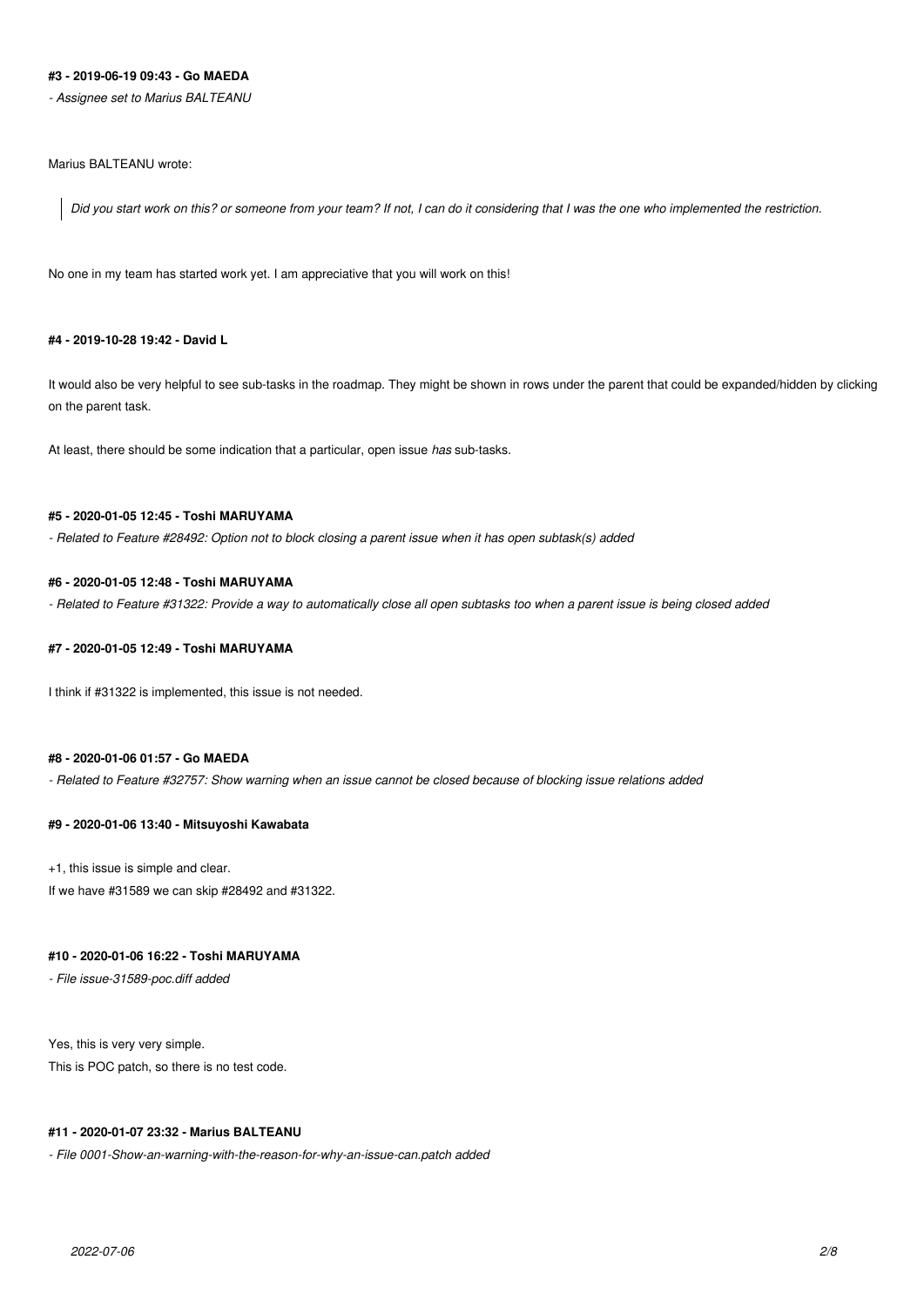#### #3 - 2019-06-19 09:43 - Go MAEDA

*- Assignee set to Marius BALTEANU*

Marius BALTEANU wrote:

> *Did you start work on this? or someone from your team? If not, I can do it considering that I was the one who implemented the restriction.*

No one in my team has started work yet. I am appreciative that you will work on this!

#### #4 - 2019-10-28 19:42 - David L

It would also be very helpful to see sub-tasks in the roadmap. They might be shown in rows under the parent that could be expanded/hidden by clicking on the parent task.

At least, there should be some indication that a particular, open issue *has* sub-tasks.

#### #5 - 2020-01-05 12:45 - Toshi MARUYAMA

*- Related to Feature #28492: Option not to block closing a parent issue when it has open subtask(s) added*

#### #6 - 2020-01-05 12:48 - Toshi MARUYAMA

*- Related to Feature #31322: Provide a way to automatically close all open subtasks too when a parent issue is being closed added*

#### #7 - 2020-01-05 12:49 - Toshi MARUYAMA

I think if #31322 is implemented, this issue is not needed.

#### #8 - 2020-01-06 01:57 - Go MAEDA

*- Related to Feature #32757: Show warning when an issue cannot be closed because of blocking issue relations added*

#### #9 - 2020-01-06 13:40 - Mitsuyoshi Kawabata

+1, this issue is simple and clear.
If we have #31589 we can skip #28492 and #31322.

#### #10 - 2020-01-06 16:22 - Toshi MARUYAMA

*- File issue-31589-poc.diff added*

Yes, this is very very simple.
This is POC patch, so there is no test code.

#### #11 - 2020-01-07 23:32 - Marius BALTEANU

*- File 0001-Show-an-warning-with-the-reason-for-why-an-issue-can.patch added*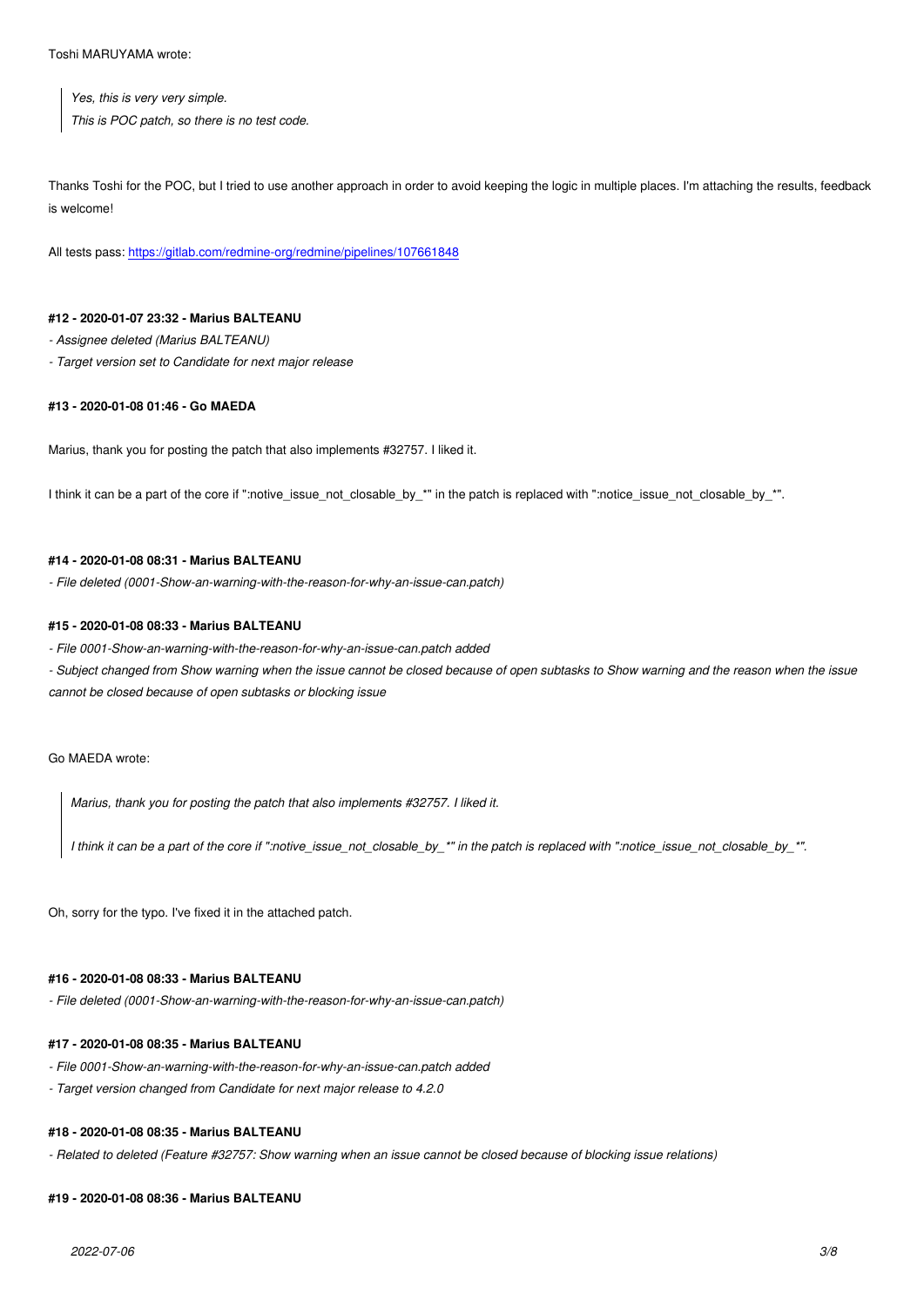Toshi MARUYAMA wrote:

> *Yes, this is very very simple.*
> *This is POC patch, so there is no test code.*

Thanks Toshi for the POC, but I tried to use another approach in order to avoid keeping the logic in multiple places. I'm attaching the results, feedback is welcome!

All tests pass: https://gitlab.com/redmine-org/redmine/pipelines/107661848

#### #12 - 2020-01-07 23:32 - Marius BALTEANU

*- Assignee deleted (Marius BALTEANU)*

*- Target version set to Candidate for next major release*

#### #13 - 2020-01-08 01:46 - Go MAEDA

Marius, thank you for posting the patch that also implements #32757. I liked it.

I think it can be a part of the core if ":notive_issue_not_closable_by_*" in the patch is replaced with ":notice_issue_not_closable_by_*".

#### #14 - 2020-01-08 08:31 - Marius BALTEANU

*- File deleted (0001-Show-an-warning-with-the-reason-for-why-an-issue-can.patch)*

#### #15 - 2020-01-08 08:33 - Marius BALTEANU

*- File 0001-Show-an-warning-with-the-reason-for-why-an-issue-can.patch added*

*- Subject changed from Show warning when the issue cannot be closed because of open subtasks to Show warning and the reason when the issue cannot be closed because of open subtasks or blocking issue*

Go MAEDA wrote:

> *Marius, thank you for posting the patch that also implements #32757. I liked it.*
>
> *I think it can be a part of the core if ":notive_issue_not_closable_by_*" in the patch is replaced with ":notice_issue_not_closable_by_*".*

Oh, sorry for the typo. I've fixed it in the attached patch.

#### #16 - 2020-01-08 08:33 - Marius BALTEANU

*- File deleted (0001-Show-an-warning-with-the-reason-for-why-an-issue-can.patch)*

#### #17 - 2020-01-08 08:35 - Marius BALTEANU

*- File 0001-Show-an-warning-with-the-reason-for-why-an-issue-can.patch added*

*- Target version changed from Candidate for next major release to 4.2.0*

#### #18 - 2020-01-08 08:35 - Marius BALTEANU

*- Related to deleted (Feature #32757: Show warning when an issue cannot be closed because of blocking issue relations)*

#### #19 - 2020-01-08 08:36 - Marius BALTEANU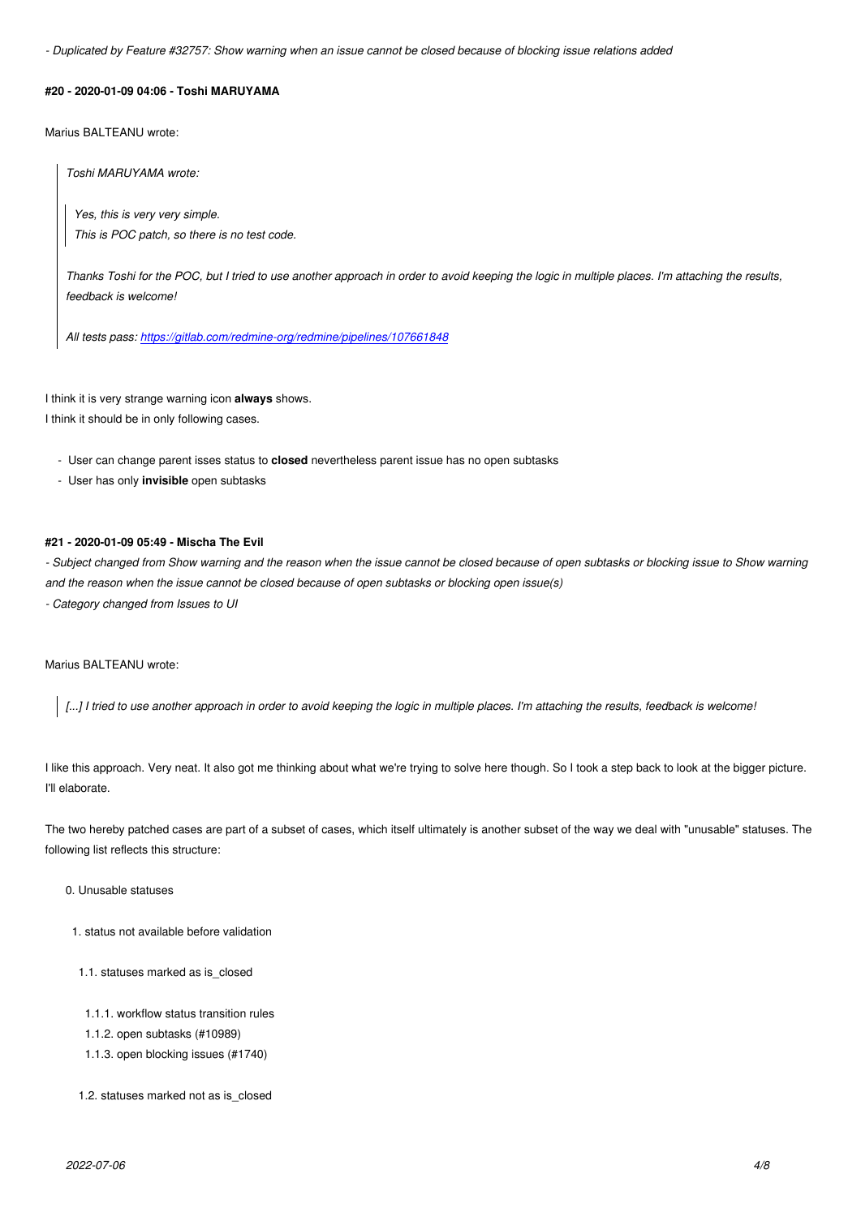*- Duplicated by Feature #32757: Show warning when an issue cannot be closed because of blocking issue relations added*

#### #20 - 2020-01-09 04:06 - Toshi MARUYAMA

Marius BALTEANU wrote:

> *Toshi MARUYAMA wrote:*
>
> > *Yes, this is very very simple.*
> > *This is POC patch, so there is no test code.*
>
> *Thanks Toshi for the POC, but I tried to use another approach in order to avoid keeping the logic in multiple places. I'm attaching the results, feedback is welcome!*
>
> *All tests pass: https://gitlab.com/redmine-org/redmine/pipelines/107661848*

I think it is very strange warning icon **always** shows.
I think it should be in only following cases.

- User can change parent isses status to **closed** nevertheless parent issue has no open subtasks
- User has only **invisible** open subtasks

#### #21 - 2020-01-09 05:49 - Mischa The Evil

*- Subject changed from Show warning and the reason when the issue cannot be closed because of open subtasks or blocking issue to Show warning and the reason when the issue cannot be closed because of open subtasks or blocking open issue(s)*
*- Category changed from Issues to UI*

Marius BALTEANU wrote:

> *[...] I tried to use another approach in order to avoid keeping the logic in multiple places. I'm attaching the results, feedback is welcome!*

I like this approach. Very neat. It also got me thinking about what we're trying to solve here though. So I took a step back to look at the bigger picture. I'll elaborate.

The two hereby patched cases are part of a subset of cases, which itself ultimately is another subset of the way we deal with "unusable" statuses. The following list reflects this structure:

0. Unusable statuses
   1. status not available before validation
      1.1. statuses marked as is_closed
         1.1.1. workflow status transition rules
         1.1.2. open subtasks (#10989)
         1.1.3. open blocking issues (#1740)
      1.2. statuses marked not as is_closed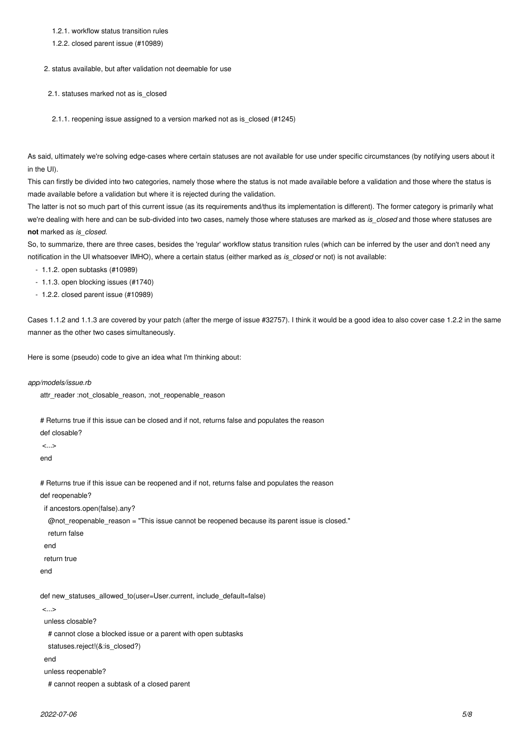1.2.1. workflow status transition rules

1.2.2. closed parent issue (#10989)

2. status available, but after validation not deemable for use

2.1. statuses marked not as is_closed

2.1.1. reopening issue assigned to a version marked not as is_closed (#1245)

As said, ultimately we're solving edge-cases where certain statuses are not available for use under specific circumstances (by notifying users about it in the UI).

This can firstly be divided into two categories, namely those where the status is not made available before a validation and those where the status is made available before a validation but where it is rejected during the validation.

The latter is not so much part of this current issue (as its requirements and/thus its implementation is different). The former category is primarily what we're dealing with here and can be sub-divided into two cases, namely those where statuses are marked as *is_closed* and those where statuses are **not** marked as *is_closed*.

So, to summarize, there are three cases, besides the 'regular' workflow status transition rules (which can be inferred by the user and don't need any notification in the UI whatsoever IMHO), where a certain status (either marked as *is_closed* or not) is not available:

- 1.1.2. open subtasks (#10989)
- 1.1.3. open blocking issues (#1740)
- 1.2.2. closed parent issue (#10989)

Cases 1.1.2 and 1.1.3 are covered by your patch (after the merge of issue #32757). I think it would be a good idea to also cover case 1.2.2 in the same manner as the other two cases simultaneously.

Here is some (pseudo) code to give an idea what I'm thinking about:

*app/models/issue.rb*

```
attr_reader :not_closable_reason, :not_reopenable_reason

# Returns true if this issue can be closed and if not, returns false and populates the reason
def closable?
 <...>
end

# Returns true if this issue can be reopened and if not, returns false and populates the reason
def reopenable?
  if ancestors.open(false).any?
    @not_reopenable_reason = "This issue cannot be reopened because its parent issue is closed."
    return false
  end
  return true
end

def new_statuses_allowed_to(user=User.current, include_default=false)
 <...>
  unless closable?
    # cannot close a blocked issue or a parent with open subtasks
    statuses.reject!(&:is_closed?)
  end
  unless reopenable?
    # cannot reopen a subtask of a closed parent
```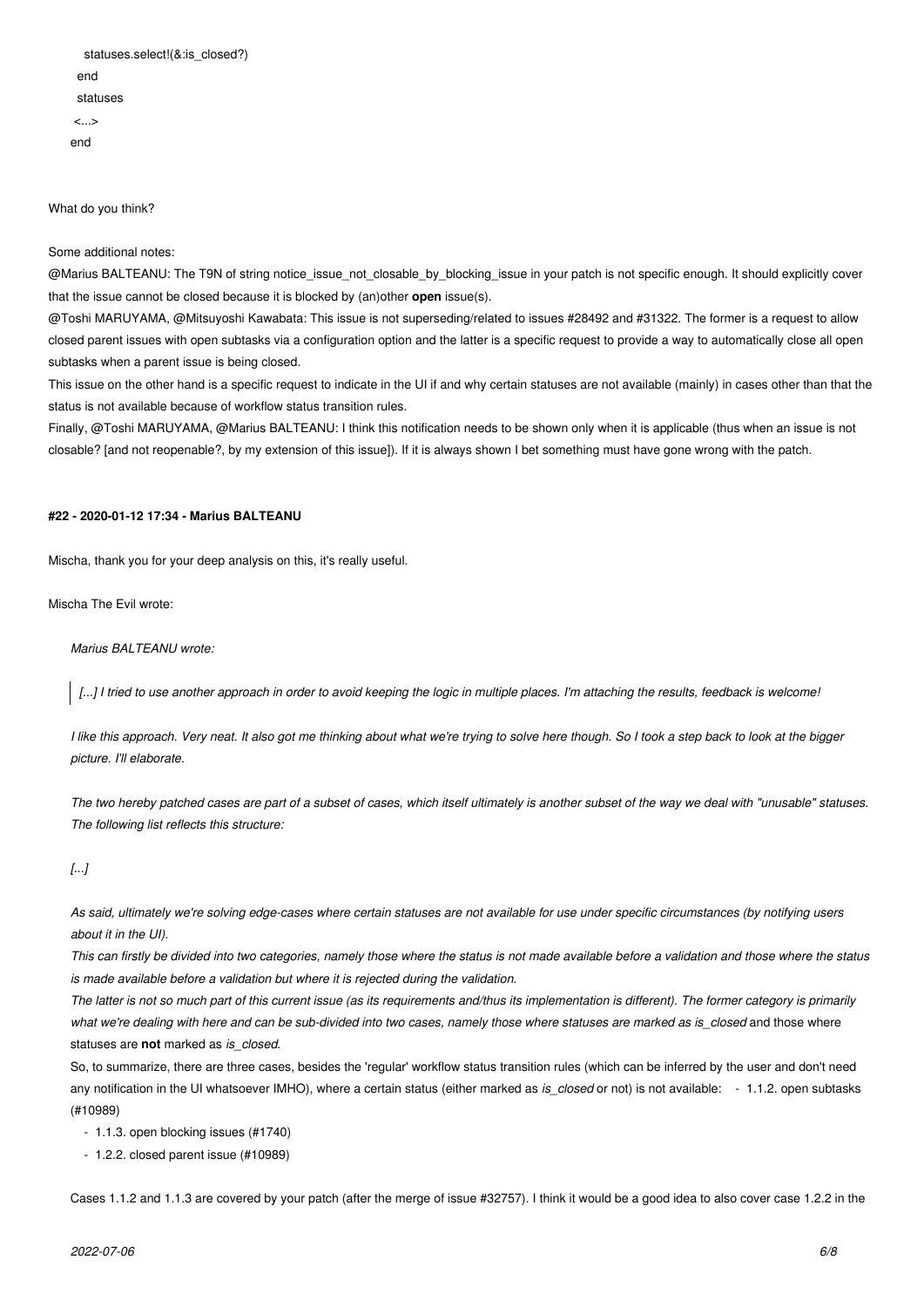```
    statuses.select!(&:is_closed?)
  end
  statuses
 <...>
end
```

What do you think?

Some additional notes:

@Marius BALTEANU: The T9N of string notice_issue_not_closable_by_blocking_issue in your patch is not specific enough. It should explicitly cover that the issue cannot be closed because it is blocked by (an)other **open** issue(s).

@Toshi MARUYAMA, @Mitsuyoshi Kawabata: This issue is not superseding/related to issues #28492 and #31322. The former is a request to allow closed parent issues with open subtasks via a configuration option and the latter is a specific request to provide a way to automatically close all open subtasks when a parent issue is being closed.

This issue on the other hand is a specific request to indicate in the UI if and why certain statuses are not available (mainly) in cases other than that the status is not available because of workflow status transition rules.

Finally, @Toshi MARUYAMA, @Marius BALTEANU: I think this notification needs to be shown only when it is applicable (thus when an issue is not closable? [and not reopenable?, by my extension of this issue]). If it is always shown I bet something must have gone wrong with the patch.

#### #22 - 2020-01-12 17:34 - Marius BALTEANU

Mischa, thank you for your deep analysis on this, it's really useful.

Mischa The Evil wrote:

> *Marius BALTEANU wrote:*
>
> > *[...] I tried to use another approach in order to avoid keeping the logic in multiple places. I'm attaching the results, feedback is welcome!*
>
> *I like this approach. Very neat. It also got me thinking about what we're trying to solve here though. So I took a step back to look at the bigger picture. I'll elaborate.*
>
> *The two hereby patched cases are part of a subset of cases, which itself ultimately is another subset of the way we deal with "unusable" statuses. The following list reflects this structure:*
>
> *[...]*
>
> *As said, ultimately we're solving edge-cases where certain statuses are not available for use under specific circumstances (by notifying users about it in the UI).*
>
> *This can firstly be divided into two categories, namely those where the status is not made available before a validation and those where the status is made available before a validation but where it is rejected during the validation.*
>
> *The latter is not so much part of this current issue (as its requirements and/thus its implementation is different). The former category is primarily what we're dealing with here and can be sub-divided into two cases, namely those where statuses are marked as is_closed* and those where statuses are **not** marked as *is_closed*.
>
> So, to summarize, there are three cases, besides the 'regular' workflow status transition rules (which can be inferred by the user and don't need any notification in the UI whatsoever IMHO), where a certain status (either marked as *is_closed* or not) is not available:
>
> - 1.1.2. open subtasks (#10989)
> - 1.1.3. open blocking issues (#1740)
> - 1.2.2. closed parent issue (#10989)
>
> Cases 1.1.2 and 1.1.3 are covered by your patch (after the merge of issue #32757). I think it would be a good idea to also cover case 1.2.2 in the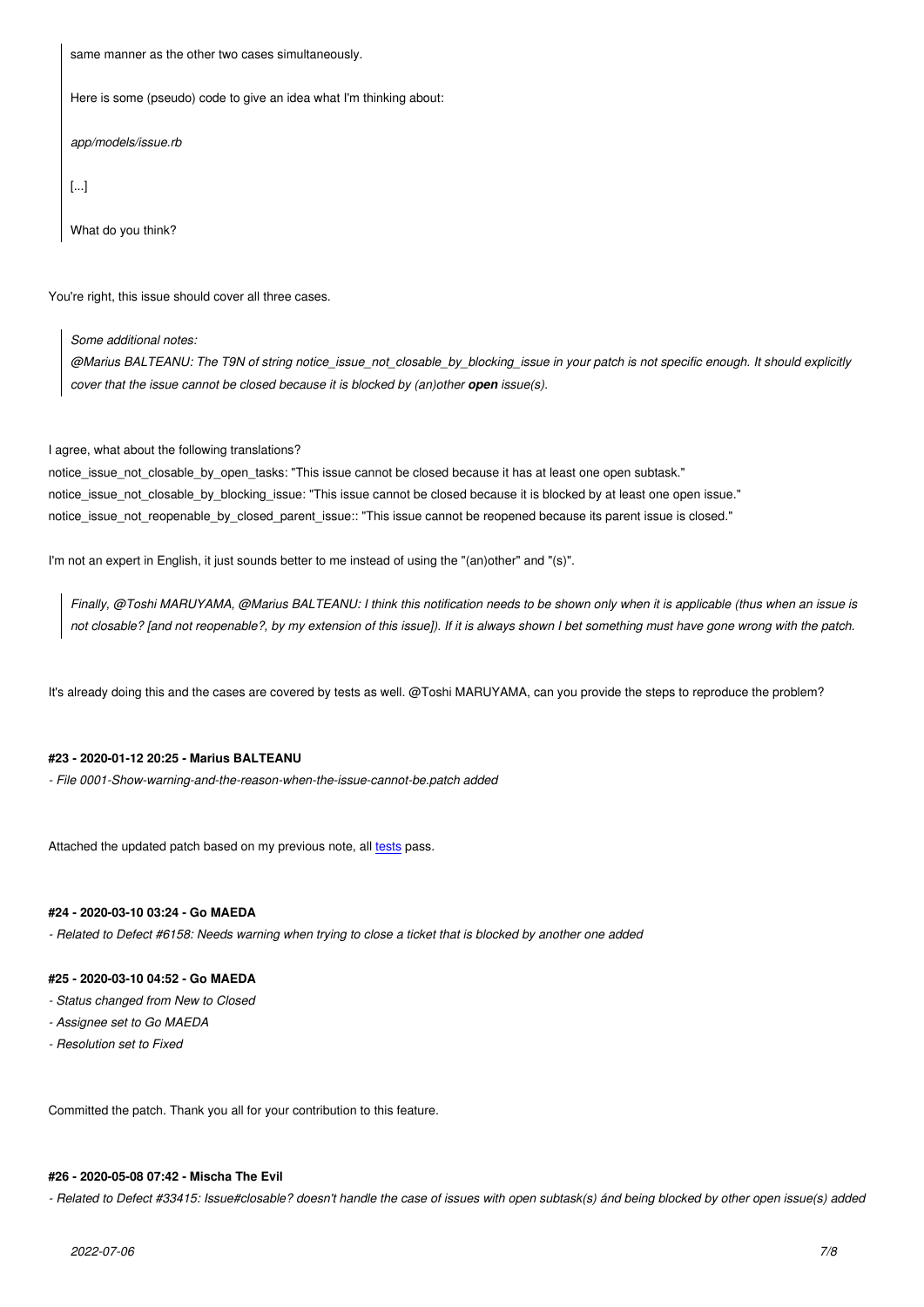> same manner as the other two cases simultaneously.
>
> Here is some (pseudo) code to give an idea what I'm thinking about:
>
> *app/models/issue.rb*
>
> [...]
>
> What do you think?

You're right, this issue should cover all three cases.

> *Some additional notes:*
> *@Marius BALTEANU: The T9N of string notice_issue_not_closable_by_blocking_issue in your patch is not specific enough. It should explicitly cover that the issue cannot be closed because it is blocked by (an)other* ***open*** *issue(s).*

I agree, what about the following translations?
notice_issue_not_closable_by_open_tasks: "This issue cannot be closed because it has at least one open subtask."
notice_issue_not_closable_by_blocking_issue: "This issue cannot be closed because it is blocked by at least one open issue."
notice_issue_not_reopenable_by_closed_parent_issue:: "This issue cannot be reopened because its parent issue is closed."

I'm not an expert in English, it just sounds better to me instead of using the "(an)other" and "(s)".

> *Finally, @Toshi MARUYAMA, @Marius BALTEANU: I think this notification needs to be shown only when it is applicable (thus when an issue is not closable? [and not reopenable?, by my extension of this issue]). If it is always shown I bet something must have gone wrong with the patch.*

It's already doing this and the cases are covered by tests as well. @Toshi MARUYAMA, can you provide the steps to reproduce the problem?

**#23 - 2020-01-12 20:25 - Marius BALTEANU**

*- File 0001-Show-warning-and-the-reason-when-the-issue-cannot-be.patch added*

Attached the updated patch based on my previous note, all tests pass.

**#24 - 2020-03-10 03:24 - Go MAEDA**

*- Related to Defect #6158: Needs warning when trying to close a ticket that is blocked by another one added*

**#25 - 2020-03-10 04:52 - Go MAEDA**

*- Status changed from New to Closed*
*- Assignee set to Go MAEDA*
*- Resolution set to Fixed*

Committed the patch. Thank you all for your contribution to this feature.

**#26 - 2020-05-08 07:42 - Mischa The Evil**

*- Related to Defect #33415: Issue#closable? doesn't handle the case of issues with open subtask(s) ánd being blocked by other open issue(s) added*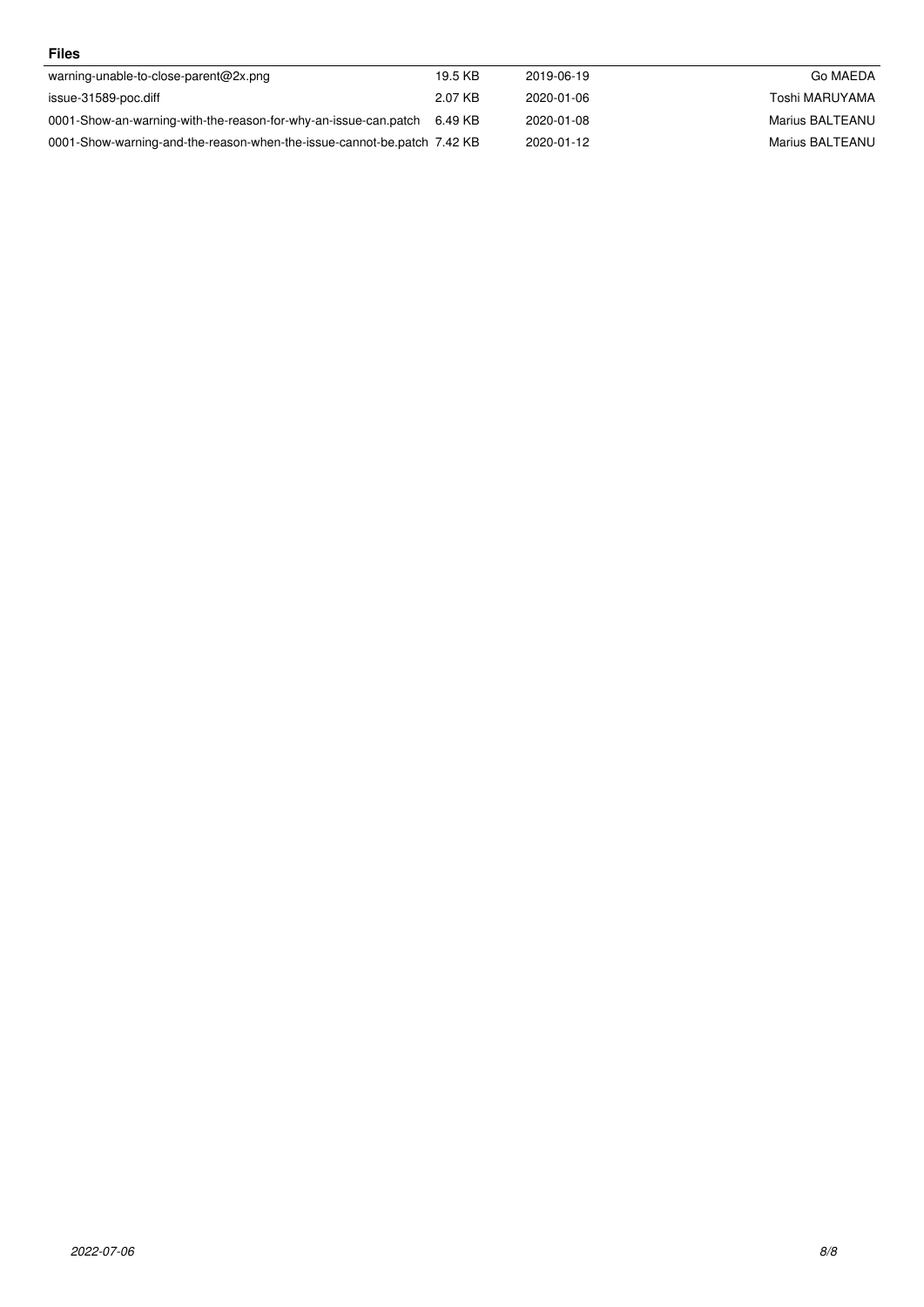**Files**

| | | | |
|---|---|---|---|
| warning-unable-to-close-parent@2x.png | 19.5 KB | 2019-06-19 | Go MAEDA |
| issue-31589-poc.diff | 2.07 KB | 2020-01-06 | Toshi MARUYAMA |
| 0001-Show-an-warning-with-the-reason-for-why-an-issue-can.patch | 6.49 KB | 2020-01-08 | Marius BALTEANU |
| 0001-Show-warning-and-the-reason-when-the-issue-cannot-be.patch | 7.42 KB | 2020-01-12 | Marius BALTEANU |